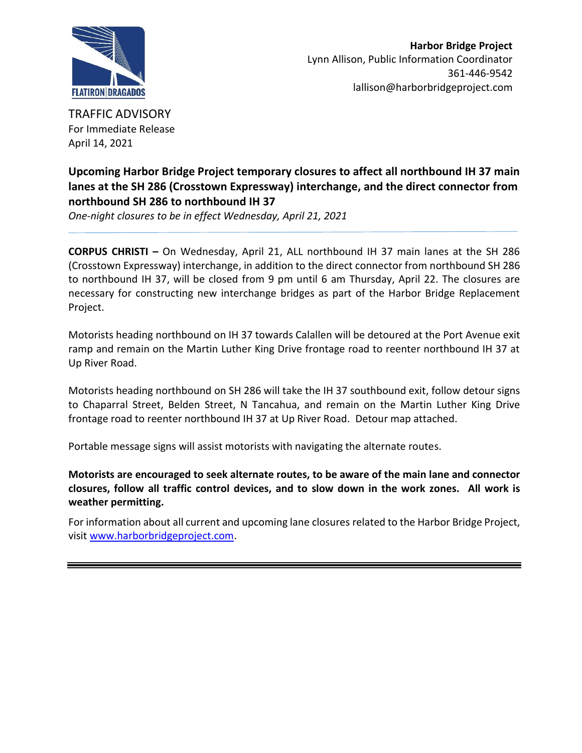**Harbor Bridge Project**
Lynn Allison, Public Information Coordinator
361-446-9542
lallison@harborbridgeproject.com

TRAFFIC ADVISORY
For Immediate Release
April 14, 2021

## Upcoming Harbor Bridge Project temporary closures to affect all northbound IH 37 main lanes at the SH 286 (Crosstown Expressway) interchange, and the direct connector from northbound SH 286 to northbound IH 37

*One-night closures to be in effect Wednesday, April 21, 2021*

---

**CORPUS CHRISTI –** On Wednesday, April 21, ALL northbound IH 37 main lanes at the SH 286 (Crosstown Expressway) interchange, in addition to the direct connector from northbound SH 286 to northbound IH 37, will be closed from 9 pm until 6 am Thursday, April 22. The closures are necessary for constructing new interchange bridges as part of the Harbor Bridge Replacement Project.

Motorists heading northbound on IH 37 towards Calallen will be detoured at the Port Avenue exit ramp and remain on the Martin Luther King Drive frontage road to reenter northbound IH 37 at Up River Road.

Motorists heading northbound on SH 286 will take the IH 37 southbound exit, follow detour signs to Chaparral Street, Belden Street, N Tancahua, and remain on the Martin Luther King Drive frontage road to reenter northbound IH 37 at Up River Road. Detour map attached.

Portable message signs will assist motorists with navigating the alternate routes.

**Motorists are encouraged to seek alternate routes, to be aware of the main lane and connector closures, follow all traffic control devices, and to slow down in the work zones. All work is weather permitting.**

For information about all current and upcoming lane closures related to the Harbor Bridge Project, visit [www.harborbridgeproject.com](http://www.harborbridgeproject.com).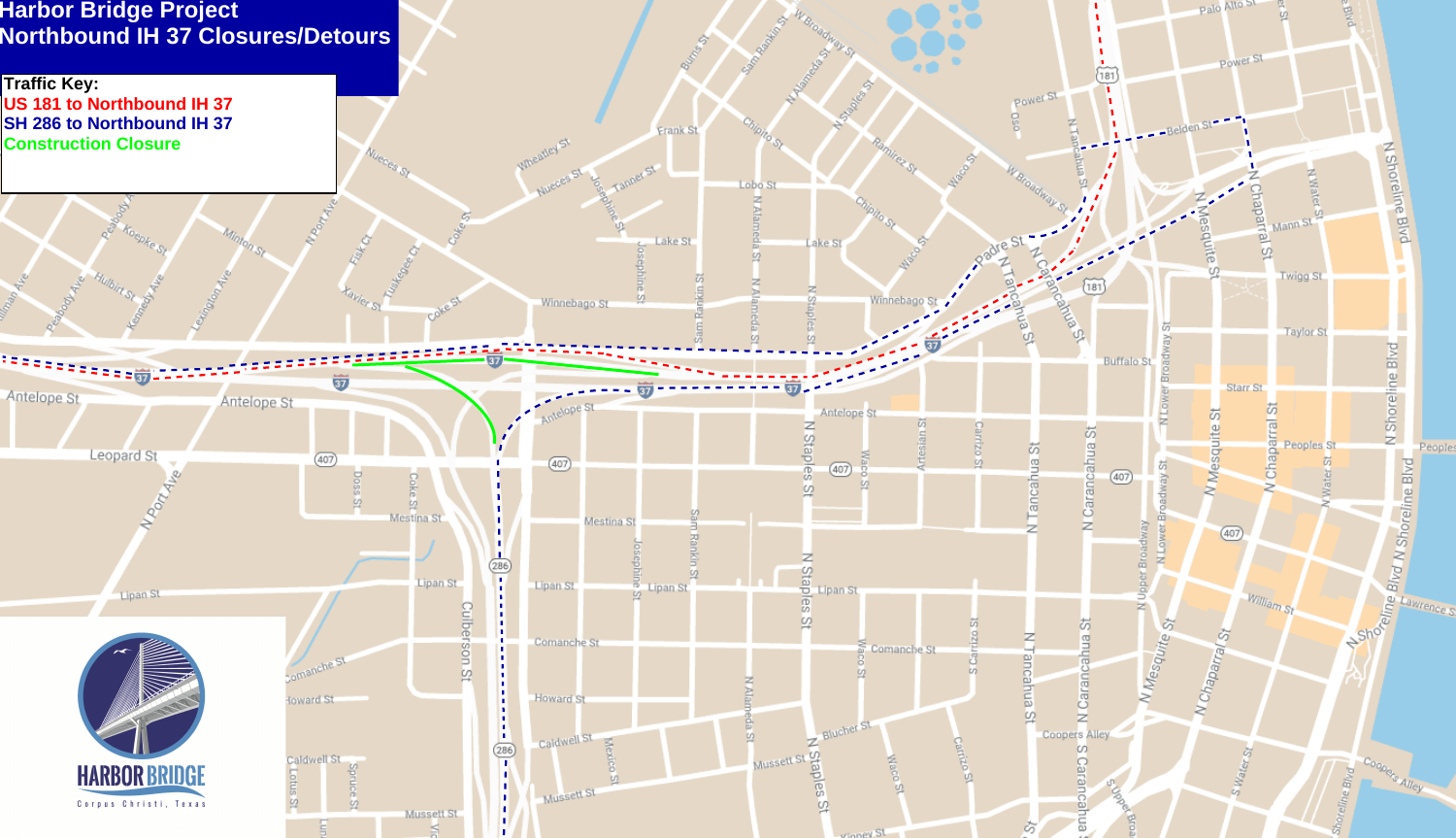# Harbor Bridge Project
## Northbound IH 37 Closures/Detours

**Traffic Key:**
- US 181 to Northbound IH 37
- SH 286 to Northbound IH 37
- Construction Closure

HARBOR BRIDGE
Corpus Christi, Texas